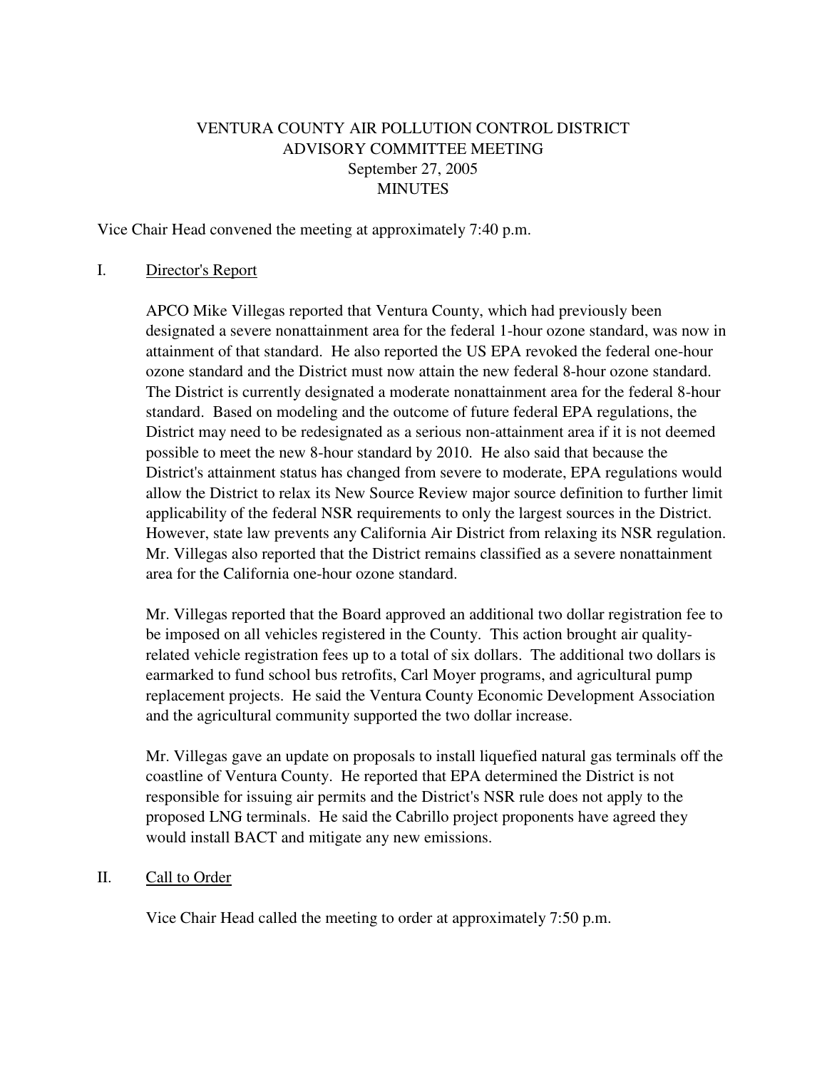# VENTURA COUNTY AIR POLLUTION CONTROL DISTRICT
## ADVISORY COMMITTEE MEETING
### September 27, 2005
### MINUTES

Vice Chair Head convened the meeting at approximately 7:40 p.m.

I. Director's Report

APCO Mike Villegas reported that Ventura County, which had previously been designated a severe nonattainment area for the federal 1-hour ozone standard, was now in attainment of that standard. He also reported the US EPA revoked the federal one-hour ozone standard and the District must now attain the new federal 8-hour ozone standard. The District is currently designated a moderate nonattainment area for the federal 8-hour standard. Based on modeling and the outcome of future federal EPA regulations, the District may need to be redesignated as a serious non-attainment area if it is not deemed possible to meet the new 8-hour standard by 2010. He also said that because the District's attainment status has changed from severe to moderate, EPA regulations would allow the District to relax its New Source Review major source definition to further limit applicability of the federal NSR requirements to only the largest sources in the District. However, state law prevents any California Air District from relaxing its NSR regulation. Mr. Villegas also reported that the District remains classified as a severe nonattainment area for the California one-hour ozone standard.

Mr. Villegas reported that the Board approved an additional two dollar registration fee to be imposed on all vehicles registered in the County. This action brought air quality-related vehicle registration fees up to a total of six dollars. The additional two dollars is earmarked to fund school bus retrofits, Carl Moyer programs, and agricultural pump replacement projects. He said the Ventura County Economic Development Association and the agricultural community supported the two dollar increase.

Mr. Villegas gave an update on proposals to install liquefied natural gas terminals off the coastline of Ventura County. He reported that EPA determined the District is not responsible for issuing air permits and the District's NSR rule does not apply to the proposed LNG terminals. He said the Cabrillo project proponents have agreed they would install BACT and mitigate any new emissions.

II. Call to Order

Vice Chair Head called the meeting to order at approximately 7:50 p.m.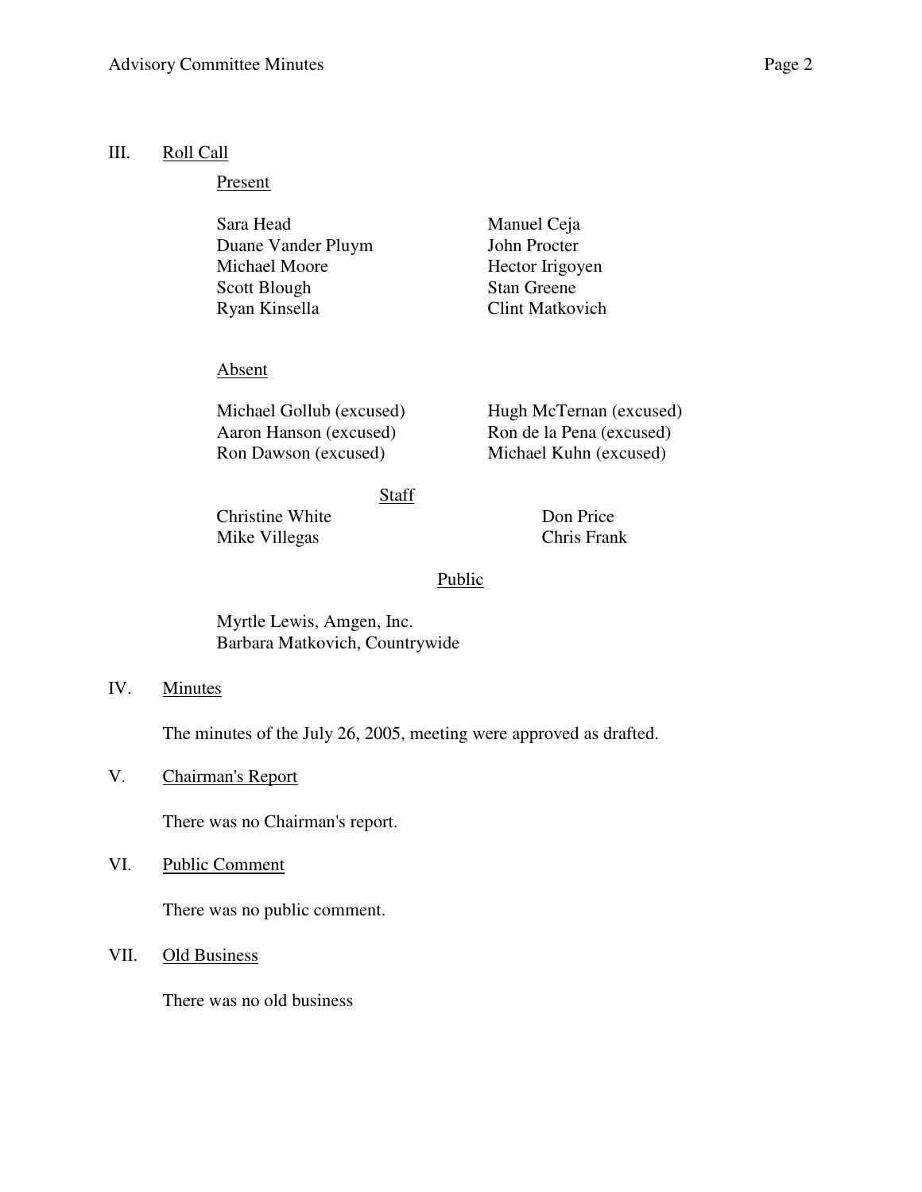## III. Roll Call

Present

| | |
|---|---|
| Sara Head | Manuel Ceja |
| Duane Vander Pluym | John Procter |
| Michael Moore | Hector Irigoyen |
| Scott Blough | Stan Greene |
| Ryan Kinsella | Clint Matkovich |

Absent

| | |
|---|---|
| Michael Gollub (excused) | Hugh McTernan (excused) |
| Aaron Hanson (excused) | Ron de la Pena (excused) |
| Ron Dawson (excused) | Michael Kuhn (excused) |

Staff

| | |
|---|---|
| Christine White | Don Price |
| Mike Villegas | Chris Frank |

Public

Myrtle Lewis, Amgen, Inc.
Barbara Matkovich, Countrywide

## IV. Minutes

The minutes of the July 26, 2005, meeting were approved as drafted.

## V. Chairman's Report

There was no Chairman's report.

## VI. Public Comment

There was no public comment.

## VII. Old Business

There was no old business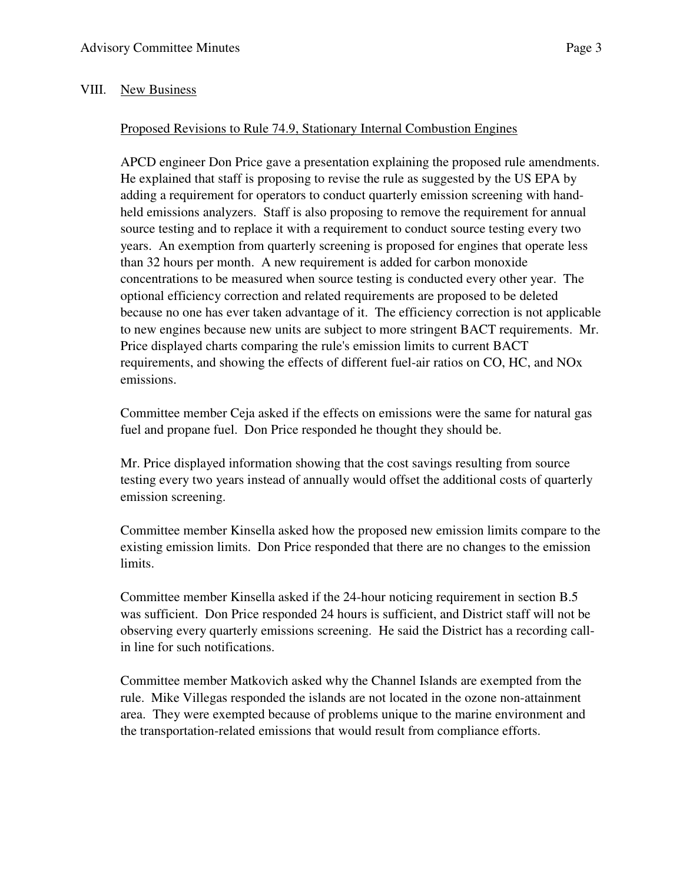## VIII. New Business

### Proposed Revisions to Rule 74.9, Stationary Internal Combustion Engines

APCD engineer Don Price gave a presentation explaining the proposed rule amendments. He explained that staff is proposing to revise the rule as suggested by the US EPA by adding a requirement for operators to conduct quarterly emission screening with hand-held emissions analyzers. Staff is also proposing to remove the requirement for annual source testing and to replace it with a requirement to conduct source testing every two years. An exemption from quarterly screening is proposed for engines that operate less than 32 hours per month. A new requirement is added for carbon monoxide concentrations to be measured when source testing is conducted every other year. The optional efficiency correction and related requirements are proposed to be deleted because no one has ever taken advantage of it. The efficiency correction is not applicable to new engines because new units are subject to more stringent BACT requirements. Mr. Price displayed charts comparing the rule's emission limits to current BACT requirements, and showing the effects of different fuel-air ratios on CO, HC, and NOx emissions.

Committee member Ceja asked if the effects on emissions were the same for natural gas fuel and propane fuel. Don Price responded he thought they should be.

Mr. Price displayed information showing that the cost savings resulting from source testing every two years instead of annually would offset the additional costs of quarterly emission screening.

Committee member Kinsella asked how the proposed new emission limits compare to the existing emission limits. Don Price responded that there are no changes to the emission limits.

Committee member Kinsella asked if the 24-hour noticing requirement in section B.5 was sufficient. Don Price responded 24 hours is sufficient, and District staff will not be observing every quarterly emissions screening. He said the District has a recording call-in line for such notifications.

Committee member Matkovich asked why the Channel Islands are exempted from the rule. Mike Villegas responded the islands are not located in the ozone non-attainment area. They were exempted because of problems unique to the marine environment and the transportation-related emissions that would result from compliance efforts.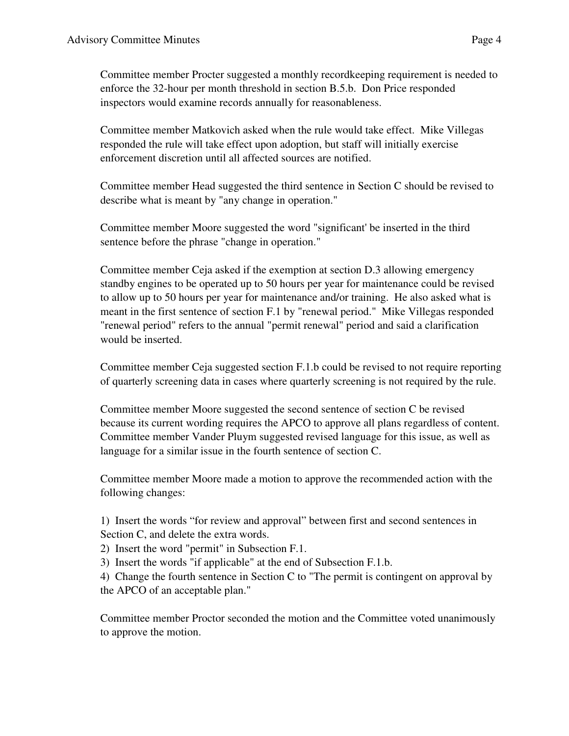Committee member Procter suggested a monthly recordkeeping requirement is needed to enforce the 32-hour per month threshold in section B.5.b. Don Price responded inspectors would examine records annually for reasonableness.

Committee member Matkovich asked when the rule would take effect. Mike Villegas responded the rule will take effect upon adoption, but staff will initially exercise enforcement discretion until all affected sources are notified.

Committee member Head suggested the third sentence in Section C should be revised to describe what is meant by "any change in operation."

Committee member Moore suggested the word "significant' be inserted in the third sentence before the phrase "change in operation."

Committee member Ceja asked if the exemption at section D.3 allowing emergency standby engines to be operated up to 50 hours per year for maintenance could be revised to allow up to 50 hours per year for maintenance and/or training. He also asked what is meant in the first sentence of section F.1 by "renewal period." Mike Villegas responded "renewal period" refers to the annual "permit renewal" period and said a clarification would be inserted.

Committee member Ceja suggested section F.1.b could be revised to not require reporting of quarterly screening data in cases where quarterly screening is not required by the rule.

Committee member Moore suggested the second sentence of section C be revised because its current wording requires the APCO to approve all plans regardless of content. Committee member Vander Pluym suggested revised language for this issue, as well as language for a similar issue in the fourth sentence of section C.

Committee member Moore made a motion to approve the recommended action with the following changes:

1) Insert the words “for review and approval” between first and second sentences in Section C, and delete the extra words.
2) Insert the word "permit" in Subsection F.1.
3) Insert the words "if applicable" at the end of Subsection F.1.b.
4) Change the fourth sentence in Section C to "The permit is contingent on approval by the APCO of an acceptable plan."

Committee member Proctor seconded the motion and the Committee voted unanimously to approve the motion.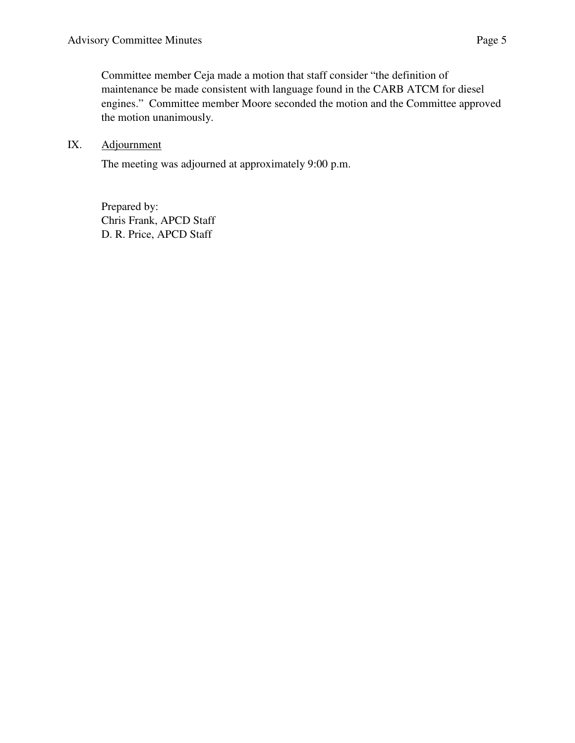Committee member Ceja made a motion that staff consider "the definition of maintenance be made consistent with language found in the CARB ATCM for diesel engines." Committee member Moore seconded the motion and the Committee approved the motion unanimously.

## IX. Adjournment

The meeting was adjourned at approximately 9:00 p.m.

Prepared by:
Chris Frank, APCD Staff
D. R. Price, APCD Staff